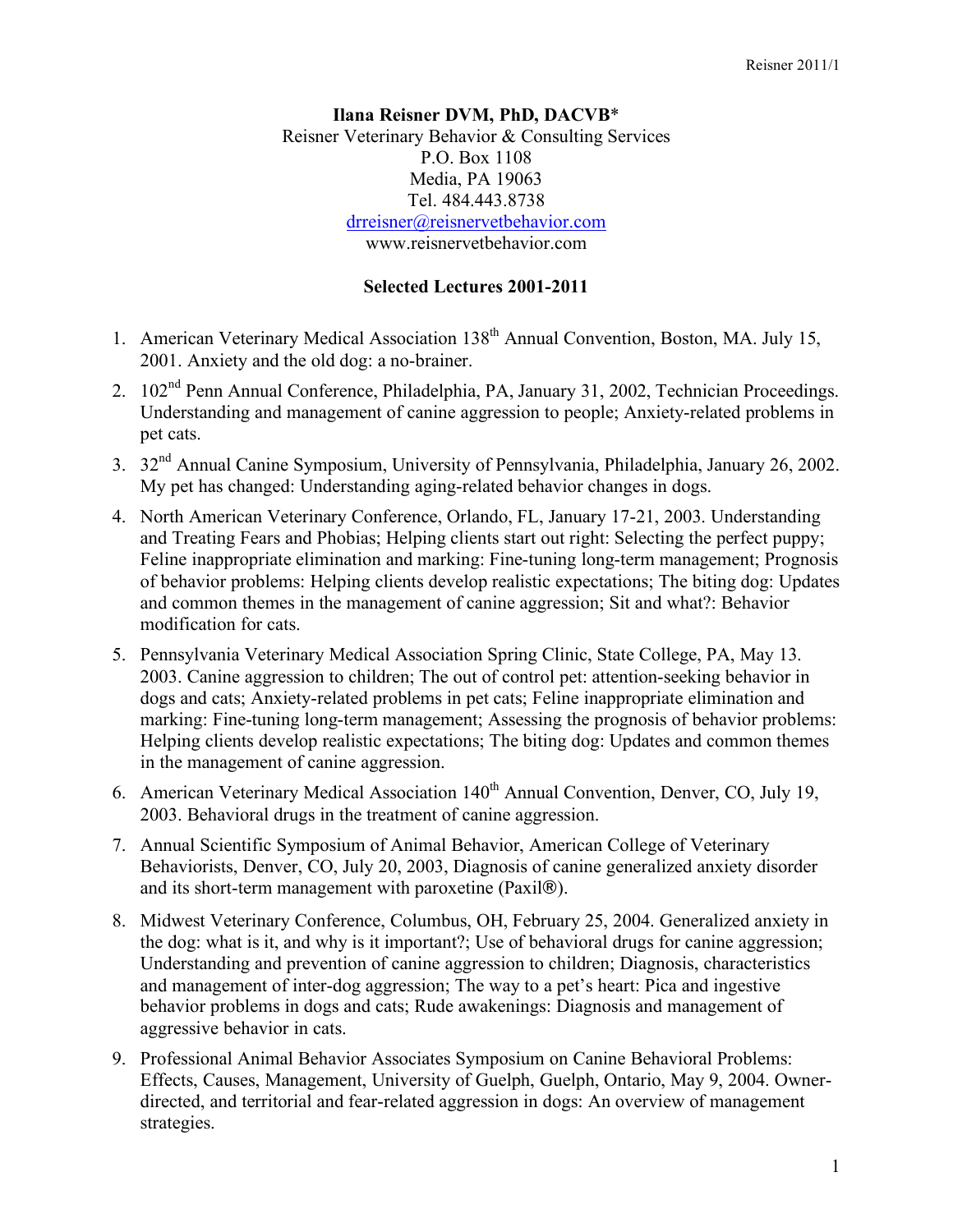**Ilana Reisner DVM, PhD, DACVB***
Reisner Veterinary Behavior & Consulting Services
P.O. Box 1108
Media, PA 19063
Tel. 484.443.8738
[drreisner@reisnervetbehavior.com](mailto:drreisner@reisnervetbehavior.com)
www.reisnervetbehavior.com

## Selected Lectures 2001-2011

1. American Veterinary Medical Association 138th Annual Convention, Boston, MA. July 15, 2001. Anxiety and the old dog: a no-brainer.
2. 102nd Penn Annual Conference, Philadelphia, PA, January 31, 2002, Technician Proceedings. Understanding and management of canine aggression to people; Anxiety-related problems in pet cats.
3. 32nd Annual Canine Symposium, University of Pennsylvania, Philadelphia, January 26, 2002. My pet has changed: Understanding aging-related behavior changes in dogs.
4. North American Veterinary Conference, Orlando, FL, January 17-21, 2003. Understanding and Treating Fears and Phobias; Helping clients start out right: Selecting the perfect puppy; Feline inappropriate elimination and marking: Fine-tuning long-term management; Prognosis of behavior problems: Helping clients develop realistic expectations; The biting dog: Updates and common themes in the management of canine aggression; Sit and what?: Behavior modification for cats.
5. Pennsylvania Veterinary Medical Association Spring Clinic, State College, PA, May 13. 2003. Canine aggression to children; The out of control pet: attention-seeking behavior in dogs and cats; Anxiety-related problems in pet cats; Feline inappropriate elimination and marking: Fine-tuning long-term management; Assessing the prognosis of behavior problems: Helping clients develop realistic expectations; The biting dog: Updates and common themes in the management of canine aggression.
6. American Veterinary Medical Association 140th Annual Convention, Denver, CO, July 19, 2003. Behavioral drugs in the treatment of canine aggression.
7. Annual Scientific Symposium of Animal Behavior, American College of Veterinary Behaviorists, Denver, CO, July 20, 2003, Diagnosis of canine generalized anxiety disorder and its short-term management with paroxetine (Paxil®).
8. Midwest Veterinary Conference, Columbus, OH, February 25, 2004. Generalized anxiety in the dog: what is it, and why is it important?; Use of behavioral drugs for canine aggression; Understanding and prevention of canine aggression to children; Diagnosis, characteristics and management of inter-dog aggression; The way to a pet's heart: Pica and ingestive behavior problems in dogs and cats; Rude awakenings: Diagnosis and management of aggressive behavior in cats.
9. Professional Animal Behavior Associates Symposium on Canine Behavioral Problems: Effects, Causes, Management, University of Guelph, Guelph, Ontario, May 9, 2004. Owner-directed, and territorial and fear-related aggression in dogs: An overview of management strategies.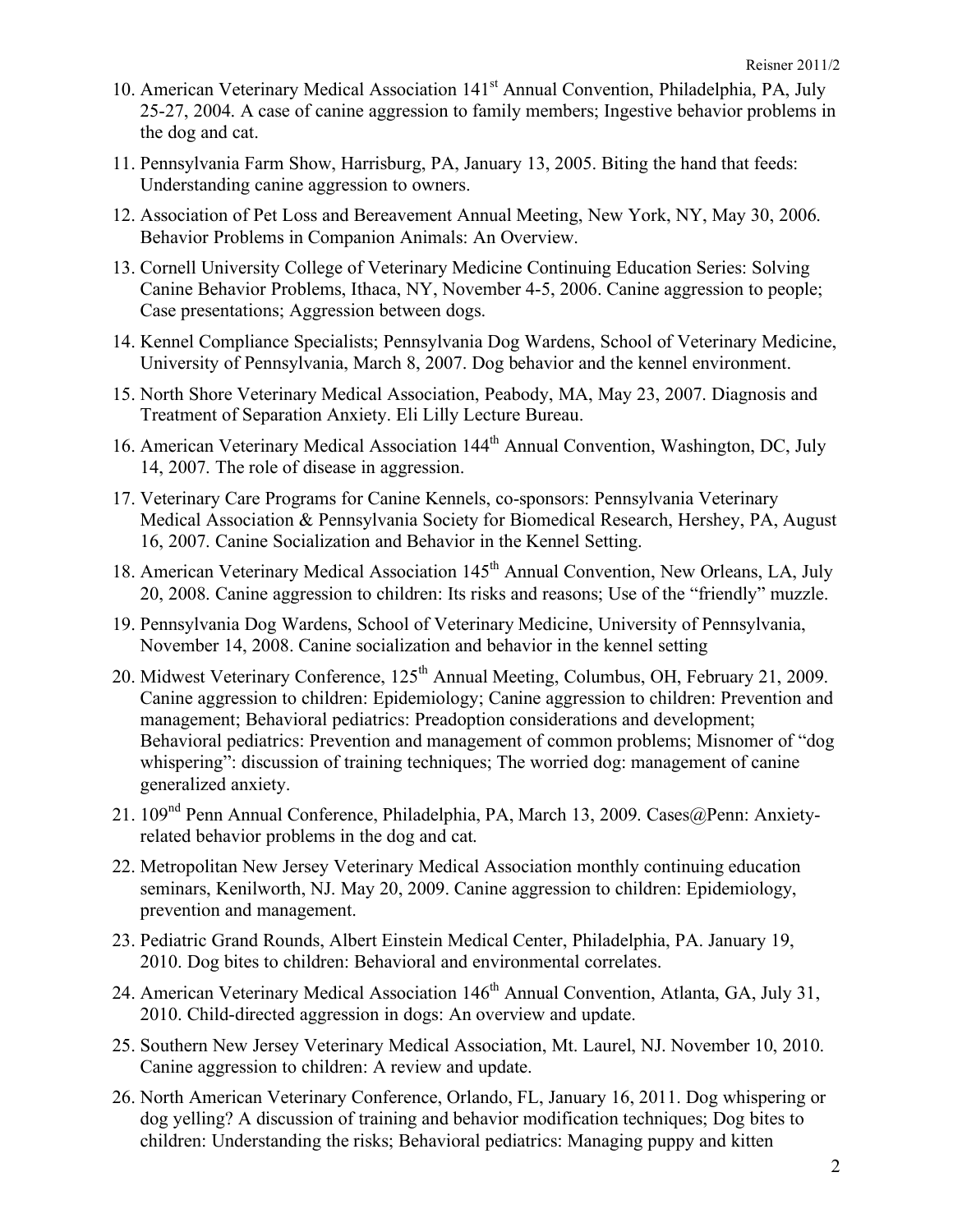10. American Veterinary Medical Association 141st Annual Convention, Philadelphia, PA, July 25-27, 2004. A case of canine aggression to family members; Ingestive behavior problems in the dog and cat.
11. Pennsylvania Farm Show, Harrisburg, PA, January 13, 2005. Biting the hand that feeds: Understanding canine aggression to owners.
12. Association of Pet Loss and Bereavement Annual Meeting, New York, NY, May 30, 2006. Behavior Problems in Companion Animals: An Overview.
13. Cornell University College of Veterinary Medicine Continuing Education Series: Solving Canine Behavior Problems, Ithaca, NY, November 4-5, 2006. Canine aggression to people; Case presentations; Aggression between dogs.
14. Kennel Compliance Specialists; Pennsylvania Dog Wardens, School of Veterinary Medicine, University of Pennsylvania, March 8, 2007. Dog behavior and the kennel environment.
15. North Shore Veterinary Medical Association, Peabody, MA, May 23, 2007. Diagnosis and Treatment of Separation Anxiety. Eli Lilly Lecture Bureau.
16. American Veterinary Medical Association 144th Annual Convention, Washington, DC, July 14, 2007. The role of disease in aggression.
17. Veterinary Care Programs for Canine Kennels, co-sponsors: Pennsylvania Veterinary Medical Association & Pennsylvania Society for Biomedical Research, Hershey, PA, August 16, 2007. Canine Socialization and Behavior in the Kennel Setting.
18. American Veterinary Medical Association 145th Annual Convention, New Orleans, LA, July 20, 2008. Canine aggression to children: Its risks and reasons; Use of the "friendly" muzzle.
19. Pennsylvania Dog Wardens, School of Veterinary Medicine, University of Pennsylvania, November 14, 2008. Canine socialization and behavior in the kennel setting
20. Midwest Veterinary Conference, 125th Annual Meeting, Columbus, OH, February 21, 2009. Canine aggression to children: Epidemiology; Canine aggression to children: Prevention and management; Behavioral pediatrics: Preadoption considerations and development; Behavioral pediatrics: Prevention and management of common problems; Misnomer of "dog whispering": discussion of training techniques; The worried dog: management of canine generalized anxiety.
21. 109nd Penn Annual Conference, Philadelphia, PA, March 13, 2009. Cases@Penn: Anxiety-related behavior problems in the dog and cat.
22. Metropolitan New Jersey Veterinary Medical Association monthly continuing education seminars, Kenilworth, NJ. May 20, 2009. Canine aggression to children: Epidemiology, prevention and management.
23. Pediatric Grand Rounds, Albert Einstein Medical Center, Philadelphia, PA. January 19, 2010. Dog bites to children: Behavioral and environmental correlates.
24. American Veterinary Medical Association 146th Annual Convention, Atlanta, GA, July 31, 2010. Child-directed aggression in dogs: An overview and update.
25. Southern New Jersey Veterinary Medical Association, Mt. Laurel, NJ. November 10, 2010. Canine aggression to children: A review and update.
26. North American Veterinary Conference, Orlando, FL, January 16, 2011. Dog whispering or dog yelling? A discussion of training and behavior modification techniques; Dog bites to children: Understanding the risks; Behavioral pediatrics: Managing puppy and kitten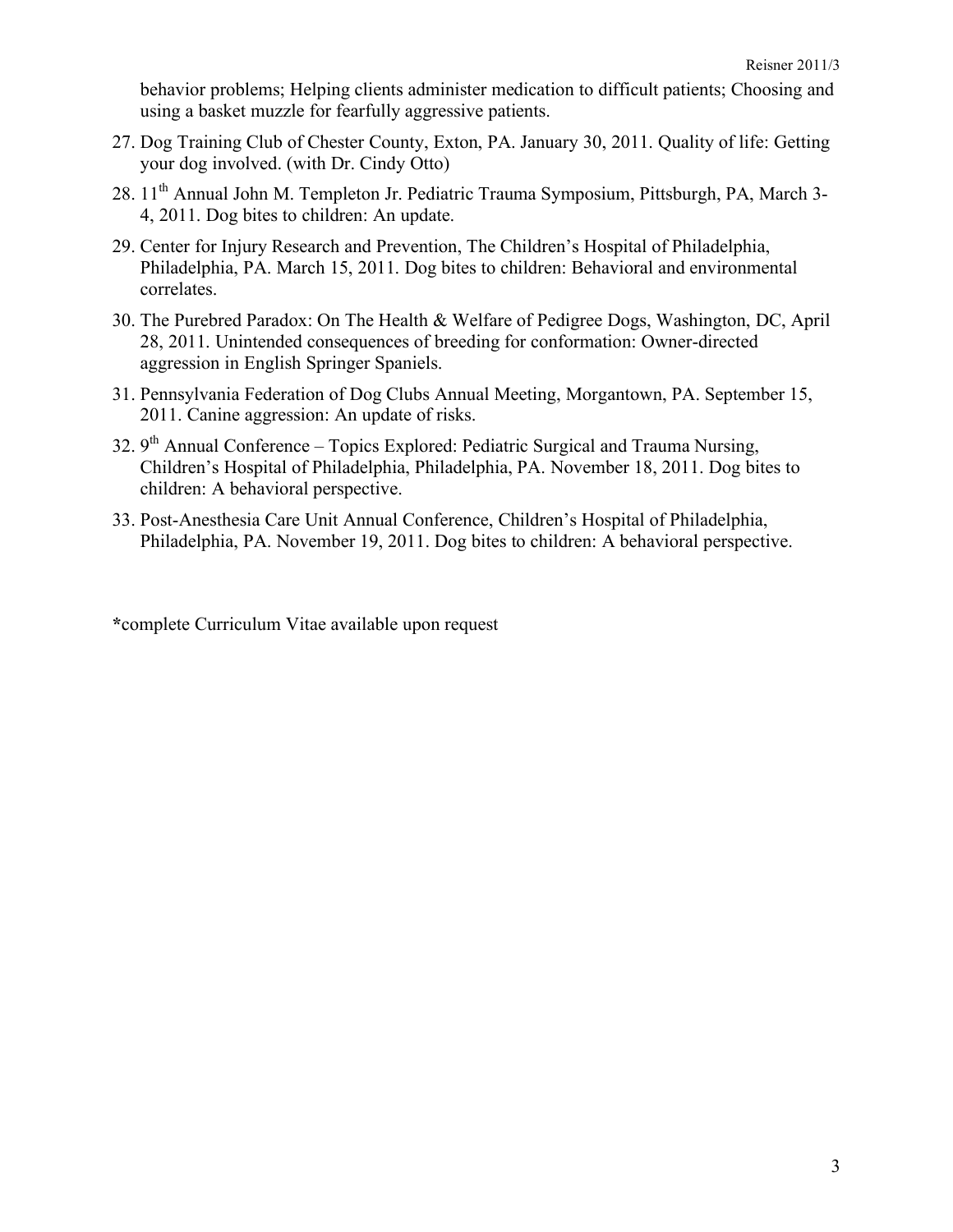behavior problems; Helping clients administer medication to difficult patients; Choosing and using a basket muzzle for fearfully aggressive patients.

27. Dog Training Club of Chester County, Exton, PA. January 30, 2011. Quality of life: Getting your dog involved. (with Dr. Cindy Otto)
28. 11th Annual John M. Templeton Jr. Pediatric Trauma Symposium, Pittsburgh, PA, March 3-4, 2011. Dog bites to children: An update.
29. Center for Injury Research and Prevention, The Children's Hospital of Philadelphia, Philadelphia, PA. March 15, 2011. Dog bites to children: Behavioral and environmental correlates.
30. The Purebred Paradox: On The Health & Welfare of Pedigree Dogs, Washington, DC, April 28, 2011. Unintended consequences of breeding for conformation: Owner-directed aggression in English Springer Spaniels.
31. Pennsylvania Federation of Dog Clubs Annual Meeting, Morgantown, PA. September 15, 2011. Canine aggression: An update of risks.
32. 9th Annual Conference – Topics Explored: Pediatric Surgical and Trauma Nursing, Children's Hospital of Philadelphia, Philadelphia, PA. November 18, 2011. Dog bites to children: A behavioral perspective.
33. Post-Anesthesia Care Unit Annual Conference, Children's Hospital of Philadelphia, Philadelphia, PA. November 19, 2011. Dog bites to children: A behavioral perspective.

*complete Curriculum Vitae available upon request